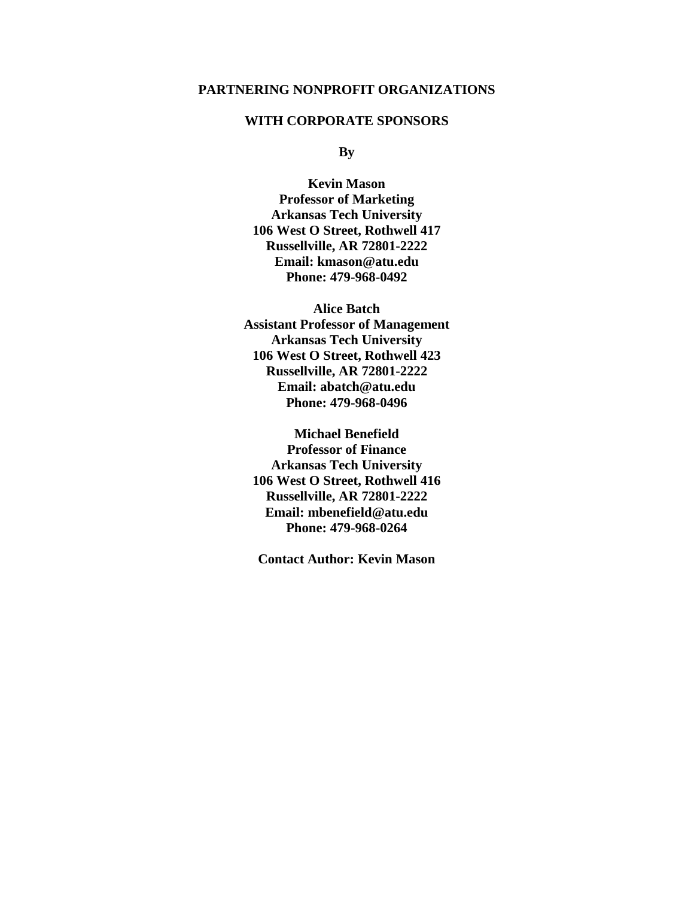# PARTNERING NONPROFIT ORGANIZATIONS

# WITH CORPORATE SPONSORS

**By**

**Kevin Mason**
**Professor of Marketing**
**Arkansas Tech University**
**106 West O Street, Rothwell 417**
**Russellville, AR 72801-2222**
**Email: kmason@atu.edu**
**Phone: 479-968-0492**

**Alice Batch**
**Assistant Professor of Management**
**Arkansas Tech University**
**106 West O Street, Rothwell 423**
**Russellville, AR 72801-2222**
**Email: abatch@atu.edu**
**Phone: 479-968-0496**

**Michael Benefield**
**Professor of Finance**
**Arkansas Tech University**
**106 West O Street, Rothwell 416**
**Russellville, AR 72801-2222**
**Email: mbenefield@atu.edu**
**Phone: 479-968-0264**

**Contact Author: Kevin Mason**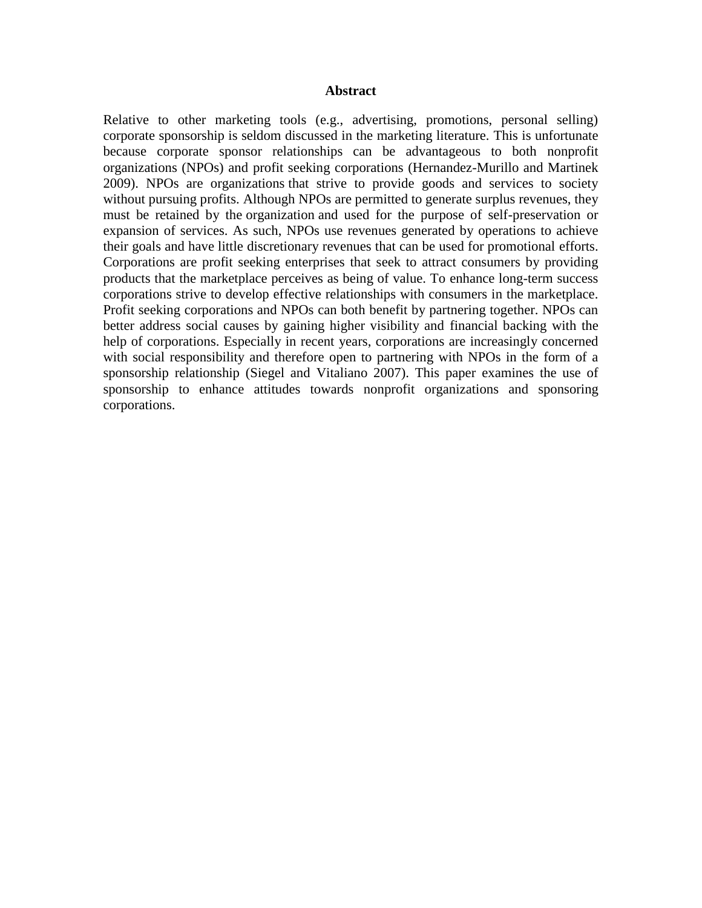## Abstract

Relative to other marketing tools (e.g., advertising, promotions, personal selling) corporate sponsorship is seldom discussed in the marketing literature. This is unfortunate because corporate sponsor relationships can be advantageous to both nonprofit organizations (NPOs) and profit seeking corporations (Hernandez-Murillo and Martinek 2009). NPOs are organizations that strive to provide goods and services to society without pursuing profits. Although NPOs are permitted to generate surplus revenues, they must be retained by the organization and used for the purpose of self-preservation or expansion of services. As such, NPOs use revenues generated by operations to achieve their goals and have little discretionary revenues that can be used for promotional efforts. Corporations are profit seeking enterprises that seek to attract consumers by providing products that the marketplace perceives as being of value. To enhance long-term success corporations strive to develop effective relationships with consumers in the marketplace. Profit seeking corporations and NPOs can both benefit by partnering together. NPOs can better address social causes by gaining higher visibility and financial backing with the help of corporations. Especially in recent years, corporations are increasingly concerned with social responsibility and therefore open to partnering with NPOs in the form of a sponsorship relationship (Siegel and Vitaliano 2007). This paper examines the use of sponsorship to enhance attitudes towards nonprofit organizations and sponsoring corporations.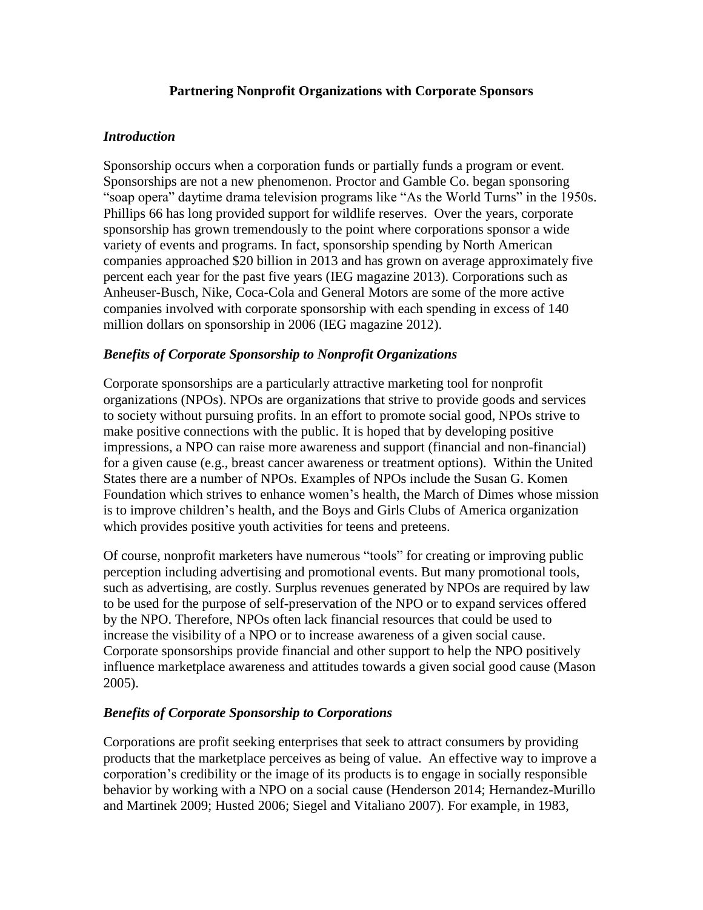# Partnering Nonprofit Organizations with Corporate Sponsors

## *Introduction*

Sponsorship occurs when a corporation funds or partially funds a program or event. Sponsorships are not a new phenomenon. Proctor and Gamble Co. began sponsoring "soap opera" daytime drama television programs like "As the World Turns" in the 1950s. Phillips 66 has long provided support for wildlife reserves. Over the years, corporate sponsorship has grown tremendously to the point where corporations sponsor a wide variety of events and programs. In fact, sponsorship spending by North American companies approached \$20 billion in 2013 and has grown on average approximately five percent each year for the past five years (IEG magazine 2013). Corporations such as Anheuser-Busch, Nike, Coca-Cola and General Motors are some of the more active companies involved with corporate sponsorship with each spending in excess of 140 million dollars on sponsorship in 2006 (IEG magazine 2012).

## *Benefits of Corporate Sponsorship to Nonprofit Organizations*

Corporate sponsorships are a particularly attractive marketing tool for nonprofit organizations (NPOs). NPOs are organizations that strive to provide goods and services to society without pursuing profits. In an effort to promote social good, NPOs strive to make positive connections with the public. It is hoped that by developing positive impressions, a NPO can raise more awareness and support (financial and non-financial) for a given cause (e.g., breast cancer awareness or treatment options). Within the United States there are a number of NPOs. Examples of NPOs include the Susan G. Komen Foundation which strives to enhance women's health, the March of Dimes whose mission is to improve children's health, and the Boys and Girls Clubs of America organization which provides positive youth activities for teens and preteens.

Of course, nonprofit marketers have numerous "tools" for creating or improving public perception including advertising and promotional events. But many promotional tools, such as advertising, are costly. Surplus revenues generated by NPOs are required by law to be used for the purpose of self-preservation of the NPO or to expand services offered by the NPO. Therefore, NPOs often lack financial resources that could be used to increase the visibility of a NPO or to increase awareness of a given social cause. Corporate sponsorships provide financial and other support to help the NPO positively influence marketplace awareness and attitudes towards a given social good cause (Mason 2005).

## *Benefits of Corporate Sponsorship to Corporations*

Corporations are profit seeking enterprises that seek to attract consumers by providing products that the marketplace perceives as being of value. An effective way to improve a corporation's credibility or the image of its products is to engage in socially responsible behavior by working with a NPO on a social cause (Henderson 2014; Hernandez-Murillo and Martinek 2009; Husted 2006; Siegel and Vitaliano 2007). For example, in 1983,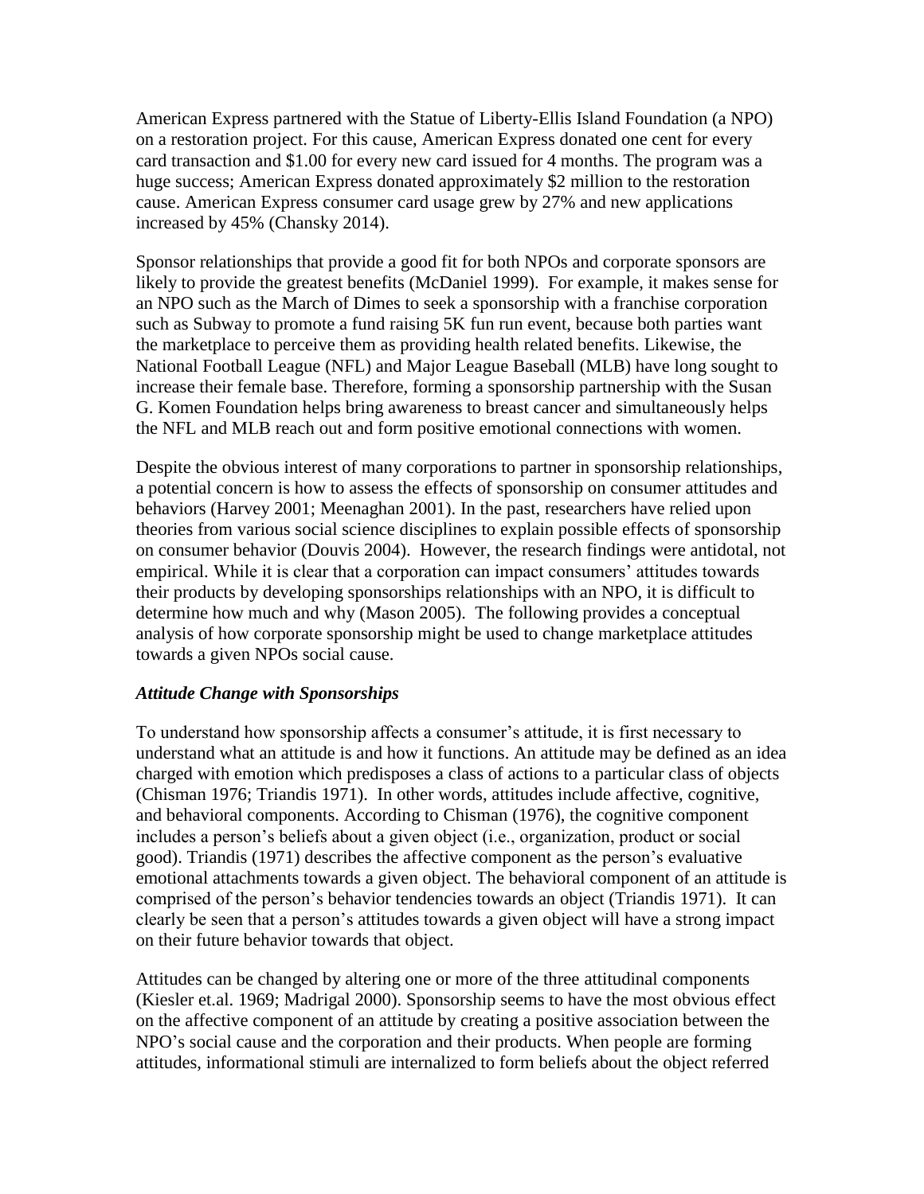American Express partnered with the Statue of Liberty-Ellis Island Foundation (a NPO) on a restoration project. For this cause, American Express donated one cent for every card transaction and $1.00 for every new card issued for 4 months. The program was a huge success; American Express donated approximately $2 million to the restoration cause. American Express consumer card usage grew by 27% and new applications increased by 45% (Chansky 2014).

Sponsor relationships that provide a good fit for both NPOs and corporate sponsors are likely to provide the greatest benefits (McDaniel 1999). For example, it makes sense for an NPO such as the March of Dimes to seek a sponsorship with a franchise corporation such as Subway to promote a fund raising 5K fun run event, because both parties want the marketplace to perceive them as providing health related benefits. Likewise, the National Football League (NFL) and Major League Baseball (MLB) have long sought to increase their female base. Therefore, forming a sponsorship partnership with the Susan G. Komen Foundation helps bring awareness to breast cancer and simultaneously helps the NFL and MLB reach out and form positive emotional connections with women.

Despite the obvious interest of many corporations to partner in sponsorship relationships, a potential concern is how to assess the effects of sponsorship on consumer attitudes and behaviors (Harvey 2001; Meenaghan 2001). In the past, researchers have relied upon theories from various social science disciplines to explain possible effects of sponsorship on consumer behavior (Douvis 2004). However, the research findings were antidotal, not empirical. While it is clear that a corporation can impact consumers' attitudes towards their products by developing sponsorships relationships with an NPO, it is difficult to determine how much and why (Mason 2005). The following provides a conceptual analysis of how corporate sponsorship might be used to change marketplace attitudes towards a given NPOs social cause.

### *Attitude Change with Sponsorships*

To understand how sponsorship affects a consumer's attitude, it is first necessary to understand what an attitude is and how it functions. An attitude may be defined as an idea charged with emotion which predisposes a class of actions to a particular class of objects (Chisman 1976; Triandis 1971). In other words, attitudes include affective, cognitive, and behavioral components. According to Chisman (1976), the cognitive component includes a person's beliefs about a given object (i.e., organization, product or social good). Triandis (1971) describes the affective component as the person's evaluative emotional attachments towards a given object. The behavioral component of an attitude is comprised of the person's behavior tendencies towards an object (Triandis 1971). It can clearly be seen that a person's attitudes towards a given object will have a strong impact on their future behavior towards that object.

Attitudes can be changed by altering one or more of the three attitudinal components (Kiesler et.al. 1969; Madrigal 2000). Sponsorship seems to have the most obvious effect on the affective component of an attitude by creating a positive association between the NPO's social cause and the corporation and their products. When people are forming attitudes, informational stimuli are internalized to form beliefs about the object referred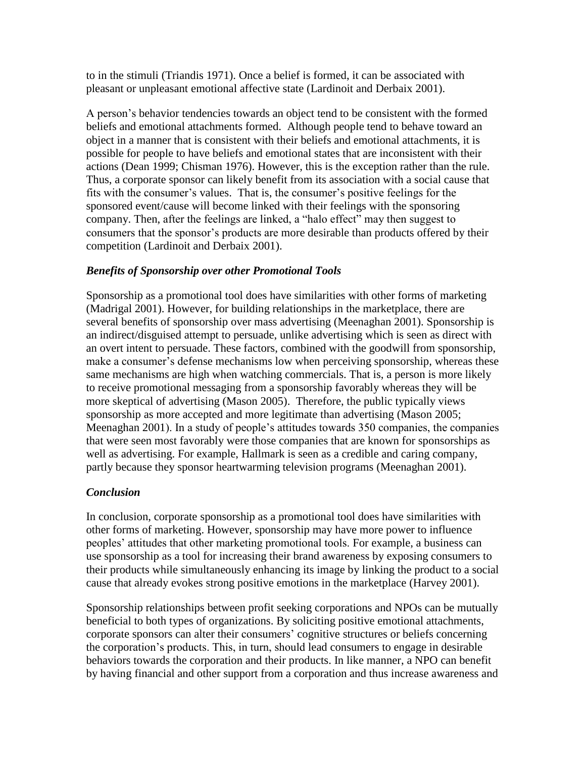to in the stimuli (Triandis 1971). Once a belief is formed, it can be associated with pleasant or unpleasant emotional affective state (Lardinoit and Derbaix 2001).

A person's behavior tendencies towards an object tend to be consistent with the formed beliefs and emotional attachments formed. Although people tend to behave toward an object in a manner that is consistent with their beliefs and emotional attachments, it is possible for people to have beliefs and emotional states that are inconsistent with their actions (Dean 1999; Chisman 1976). However, this is the exception rather than the rule. Thus, a corporate sponsor can likely benefit from its association with a social cause that fits with the consumer's values. That is, the consumer's positive feelings for the sponsored event/cause will become linked with their feelings with the sponsoring company. Then, after the feelings are linked, a "halo effect" may then suggest to consumers that the sponsor's products are more desirable than products offered by their competition (Lardinoit and Derbaix 2001).

### *Benefits of Sponsorship over other Promotional Tools*

Sponsorship as a promotional tool does have similarities with other forms of marketing (Madrigal 2001). However, for building relationships in the marketplace, there are several benefits of sponsorship over mass advertising (Meenaghan 2001). Sponsorship is an indirect/disguised attempt to persuade, unlike advertising which is seen as direct with an overt intent to persuade. These factors, combined with the goodwill from sponsorship, make a consumer's defense mechanisms low when perceiving sponsorship, whereas these same mechanisms are high when watching commercials. That is, a person is more likely to receive promotional messaging from a sponsorship favorably whereas they will be more skeptical of advertising (Mason 2005). Therefore, the public typically views sponsorship as more accepted and more legitimate than advertising (Mason 2005; Meenaghan 2001). In a study of people's attitudes towards 350 companies, the companies that were seen most favorably were those companies that are known for sponsorships as well as advertising. For example, Hallmark is seen as a credible and caring company, partly because they sponsor heartwarming television programs (Meenaghan 2001).

### *Conclusion*

In conclusion, corporate sponsorship as a promotional tool does have similarities with other forms of marketing. However, sponsorship may have more power to influence peoples' attitudes that other marketing promotional tools. For example, a business can use sponsorship as a tool for increasing their brand awareness by exposing consumers to their products while simultaneously enhancing its image by linking the product to a social cause that already evokes strong positive emotions in the marketplace (Harvey 2001).

Sponsorship relationships between profit seeking corporations and NPOs can be mutually beneficial to both types of organizations. By soliciting positive emotional attachments, corporate sponsors can alter their consumers' cognitive structures or beliefs concerning the corporation's products. This, in turn, should lead consumers to engage in desirable behaviors towards the corporation and their products. In like manner, a NPO can benefit by having financial and other support from a corporation and thus increase awareness and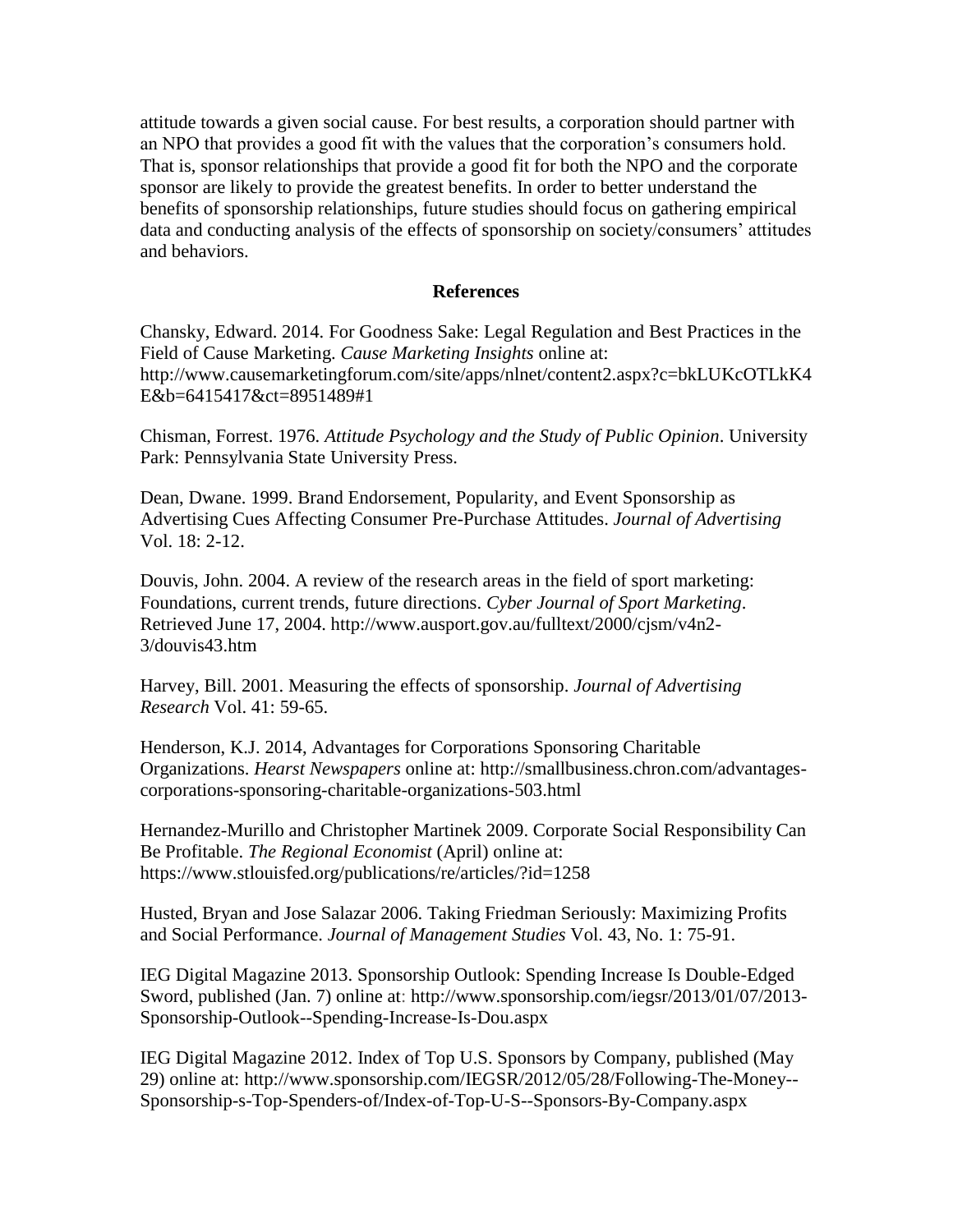attitude towards a given social cause. For best results, a corporation should partner with an NPO that provides a good fit with the values that the corporation's consumers hold. That is, sponsor relationships that provide a good fit for both the NPO and the corporate sponsor are likely to provide the greatest benefits. In order to better understand the benefits of sponsorship relationships, future studies should focus on gathering empirical data and conducting analysis of the effects of sponsorship on society/consumers' attitudes and behaviors.

## References

Chansky, Edward. 2014. For Goodness Sake: Legal Regulation and Best Practices in the Field of Cause Marketing. *Cause Marketing Insights* online at: http://www.causemarketingforum.com/site/apps/nlnet/content2.aspx?c=bkLUKcOTLkK4E&b=6415417&ct=8951489#1

Chisman, Forrest. 1976. *Attitude Psychology and the Study of Public Opinion*. University Park: Pennsylvania State University Press.

Dean, Dwane. 1999. Brand Endorsement, Popularity, and Event Sponsorship as Advertising Cues Affecting Consumer Pre-Purchase Attitudes. *Journal of Advertising* Vol. 18: 2-12.

Douvis, John. 2004. A review of the research areas in the field of sport marketing: Foundations, current trends, future directions. *Cyber Journal of Sport Marketing*. Retrieved June 17, 2004. http://www.ausport.gov.au/fulltext/2000/cjsm/v4n2-3/douvis43.htm

Harvey, Bill. 2001. Measuring the effects of sponsorship. *Journal of Advertising Research* Vol. 41: 59-65.

Henderson, K.J. 2014, Advantages for Corporations Sponsoring Charitable Organizations. *Hearst Newspapers* online at: http://smallbusiness.chron.com/advantages-corporations-sponsoring-charitable-organizations-503.html

Hernandez-Murillo and Christopher Martinek 2009. Corporate Social Responsibility Can Be Profitable. *The Regional Economist* (April) online at: https://www.stlouisfed.org/publications/re/articles/?id=1258

Husted, Bryan and Jose Salazar 2006. Taking Friedman Seriously: Maximizing Profits and Social Performance. *Journal of Management Studies* Vol. 43, No. 1: 75-91.

IEG Digital Magazine 2013. Sponsorship Outlook: Spending Increase Is Double-Edged Sword, published (Jan. 7) online at: http://www.sponsorship.com/iegsr/2013/01/07/2013-Sponsorship-Outlook--Spending-Increase-Is-Dou.aspx

IEG Digital Magazine 2012. Index of Top U.S. Sponsors by Company, published (May 29) online at: http://www.sponsorship.com/IEGSR/2012/05/28/Following-The-Money--Sponsorship-s-Top-Spenders-of/Index-of-Top-U-S--Sponsors-By-Company.aspx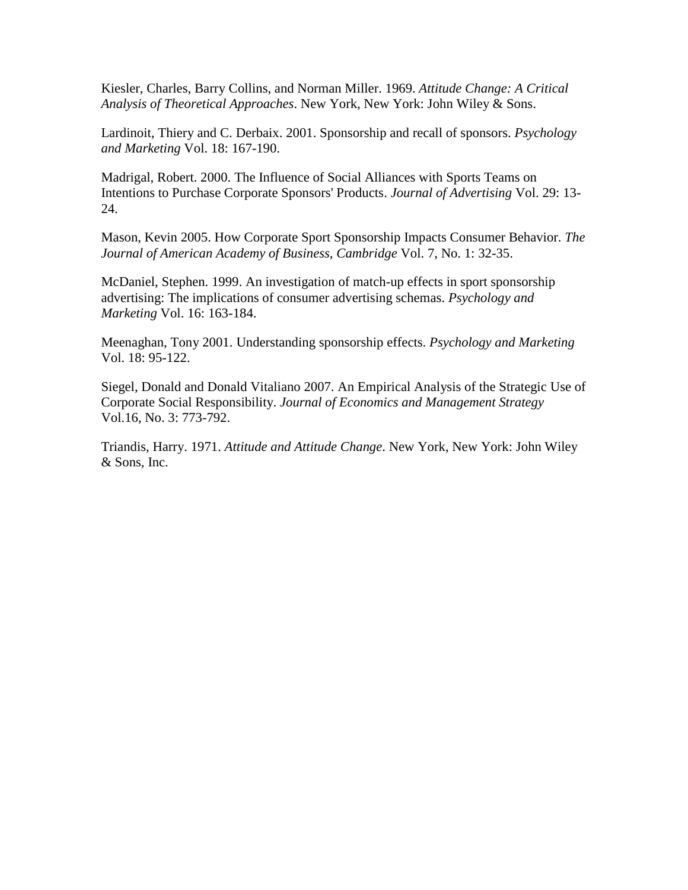Kiesler, Charles, Barry Collins, and Norman Miller. 1969. *Attitude Change: A Critical Analysis of Theoretical Approaches*. New York, New York: John Wiley & Sons.

Lardinoit, Thiery and C. Derbaix. 2001. Sponsorship and recall of sponsors. *Psychology and Marketing* Vol. 18: 167-190.

Madrigal, Robert. 2000. The Influence of Social Alliances with Sports Teams on Intentions to Purchase Corporate Sponsors' Products. *Journal of Advertising* Vol. 29: 13-24.

Mason, Kevin 2005. How Corporate Sport Sponsorship Impacts Consumer Behavior. *The Journal of American Academy of Business, Cambridge* Vol. 7, No. 1: 32-35.

McDaniel, Stephen. 1999. An investigation of match-up effects in sport sponsorship advertising: The implications of consumer advertising schemas. *Psychology and Marketing* Vol. 16: 163-184.

Meenaghan, Tony 2001. Understanding sponsorship effects. *Psychology and Marketing* Vol. 18: 95-122.

Siegel, Donald and Donald Vitaliano 2007. An Empirical Analysis of the Strategic Use of Corporate Social Responsibility. *Journal of Economics and Management Strategy* Vol.16, No. 3: 773-792.

Triandis, Harry. 1971. *Attitude and Attitude Change*. New York, New York: John Wiley & Sons, Inc.